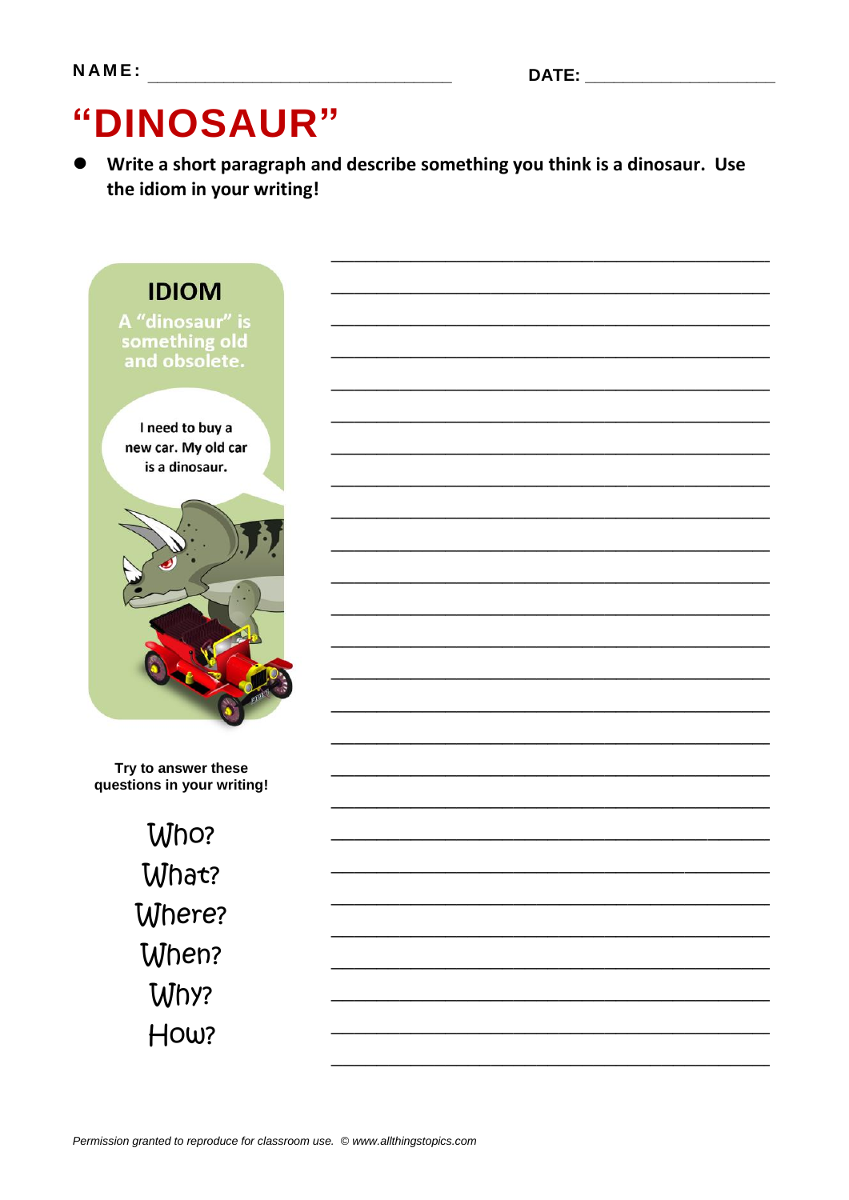NAME: ______________________________ DATE: ____________________

# "DINOSAUR"

- **Write a short paragraph and describe something you think is a dinosaur. Use the idiom in your writing!**

**IDIOM**

**A "dinosaur" is something old and obsolete.**

I need to buy a new car. My old car is a dinosaur.

**Try to answer these questions in your writing!**

Who?
What?
Where?
When?
Why?
How?

_____________________________________________
_____________________________________________
_____________________________________________
_____________________________________________
_____________________________________________
_____________________________________________
_____________________________________________
_____________________________________________
_____________________________________________
_____________________________________________
_____________________________________________
_____________________________________________
_____________________________________________
_____________________________________________
_____________________________________________
_____________________________________________
_____________________________________________
_____________________________________________
_____________________________________________
_____________________________________________
_____________________________________________
_____________________________________________
_____________________________________________
_____________________________________________
_____________________________________________
_____________________________________________

*Permission granted to reproduce for classroom use. © www.allthingstopics.com*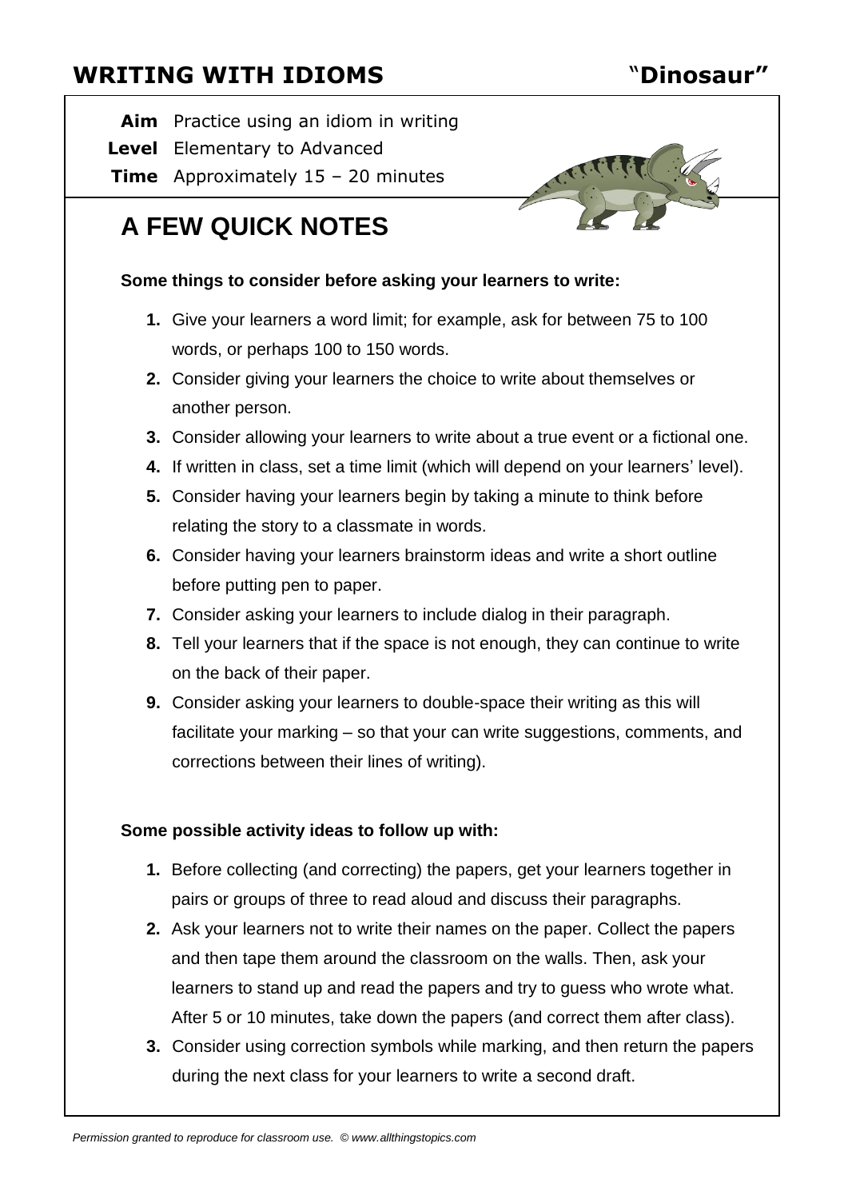# WRITING WITH IDIOMS "Dinosaur"

**Aim** Practice using an idiom in writing
**Level** Elementary to Advanced
**Time** Approximately 15 – 20 minutes

## A FEW QUICK NOTES

**Some things to consider before asking your learners to write:**

1. Give your learners a word limit; for example, ask for between 75 to 100 words, or perhaps 100 to 150 words.
2. Consider giving your learners the choice to write about themselves or another person.
3. Consider allowing your learners to write about a true event or a fictional one.
4. If written in class, set a time limit (which will depend on your learners' level).
5. Consider having your learners begin by taking a minute to think before relating the story to a classmate in words.
6. Consider having your learners brainstorm ideas and write a short outline before putting pen to paper.
7. Consider asking your learners to include dialog in their paragraph.
8. Tell your learners that if the space is not enough, they can continue to write on the back of their paper.
9. Consider asking your learners to double-space their writing as this will facilitate your marking – so that your can write suggestions, comments, and corrections between their lines of writing).

**Some possible activity ideas to follow up with:**

1. Before collecting (and correcting) the papers, get your learners together in pairs or groups of three to read aloud and discuss their paragraphs.
2. Ask your learners not to write their names on the paper. Collect the papers and then tape them around the classroom on the walls. Then, ask your learners to stand up and read the papers and try to guess who wrote what. After 5 or 10 minutes, take down the papers (and correct them after class).
3. Consider using correction symbols while marking, and then return the papers during the next class for your learners to write a second draft.

*Permission granted to reproduce for classroom use. © www.allthingstopics.com*